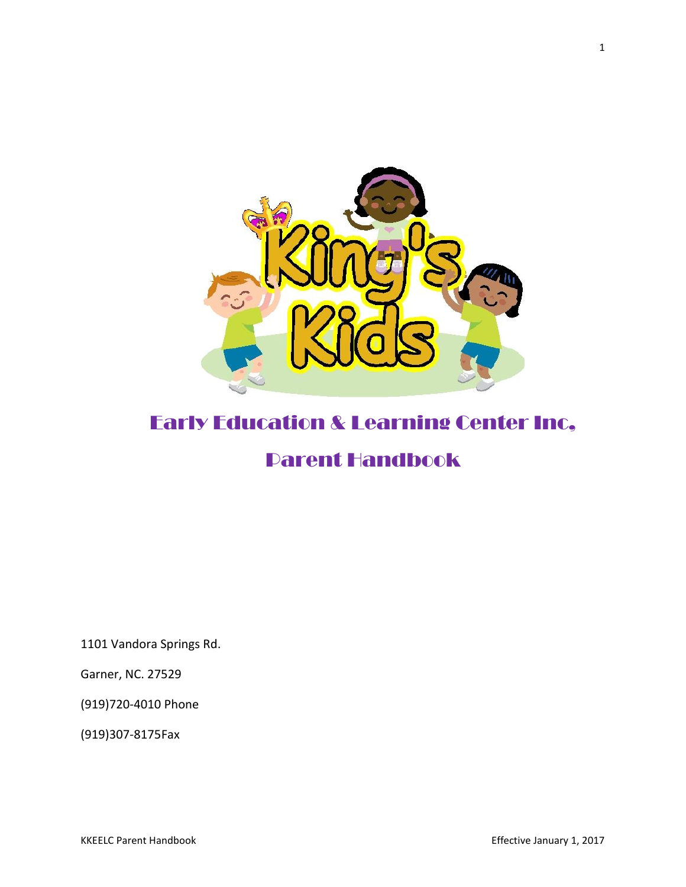# Early Education & Learning Center Inc,

## Parent Handbook

1101 Vandora Springs Rd.

Garner, NC. 27529

(919)720-4010 Phone

(919)307-8175Fax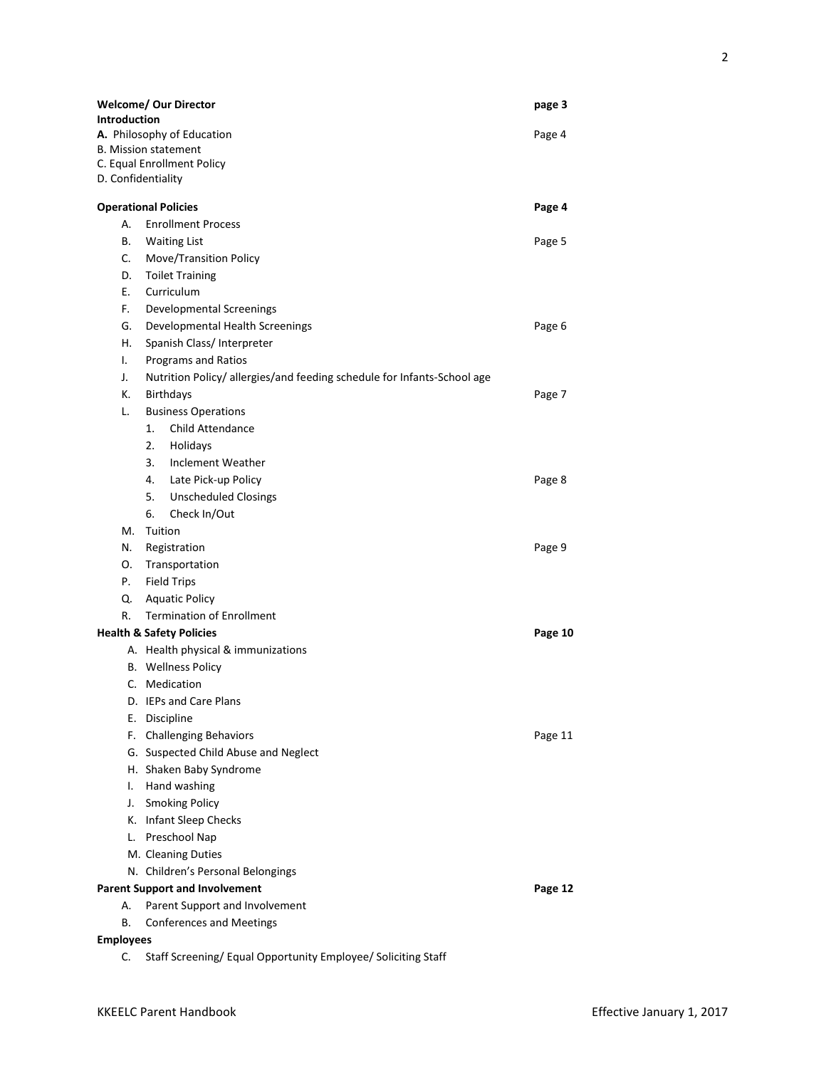| | |
|---|---|
| **Welcome/ Our Director** | **page 3** |
| **Introduction** | |
| **A.** Philosophy of Education | Page 4 |
| B. Mission statement | |
| C. Equal Enrollment Policy | |
| D. Confidentiality | |
| **Operational Policies** | **Page 4** |
| A. Enrollment Process | |
| B. Waiting List | Page 5 |
| C. Move/Transition Policy | |
| D. Toilet Training | |
| E. Curriculum | |
| F. Developmental Screenings | |
| G. Developmental Health Screenings | Page 6 |
| H. Spanish Class/ Interpreter | |
| I. Programs and Ratios | |
| J. Nutrition Policy/ allergies/and feeding schedule for Infants-School age | |
| K. Birthdays | Page 7 |
| L. Business Operations | |
| 1. Child Attendance | |
| 2. Holidays | |
| 3. Inclement Weather | |
| 4. Late Pick-up Policy | Page 8 |
| 5. Unscheduled Closings | |
| 6. Check In/Out | |
| M. Tuition | |
| N. Registration | Page 9 |
| O. Transportation | |
| P. Field Trips | |
| Q. Aquatic Policy | |
| R. Termination of Enrollment | |
| **Health & Safety Policies** | **Page 10** |
| A. Health physical & immunizations | |
| B. Wellness Policy | |
| C. Medication | |
| D. IEPs and Care Plans | |
| E. Discipline | |
| F. Challenging Behaviors | Page 11 |
| G. Suspected Child Abuse and Neglect | |
| H. Shaken Baby Syndrome | |
| I. Hand washing | |
| J. Smoking Policy | |
| K. Infant Sleep Checks | |
| L. Preschool Nap | |
| M. Cleaning Duties | |
| N. Children's Personal Belongings | |
| **Parent Support and Involvement** | **Page 12** |
| A. Parent Support and Involvement | |
| B. Conferences and Meetings | |
| **Employees** | |
| C. Staff Screening/ Equal Opportunity Employee/ Soliciting Staff | |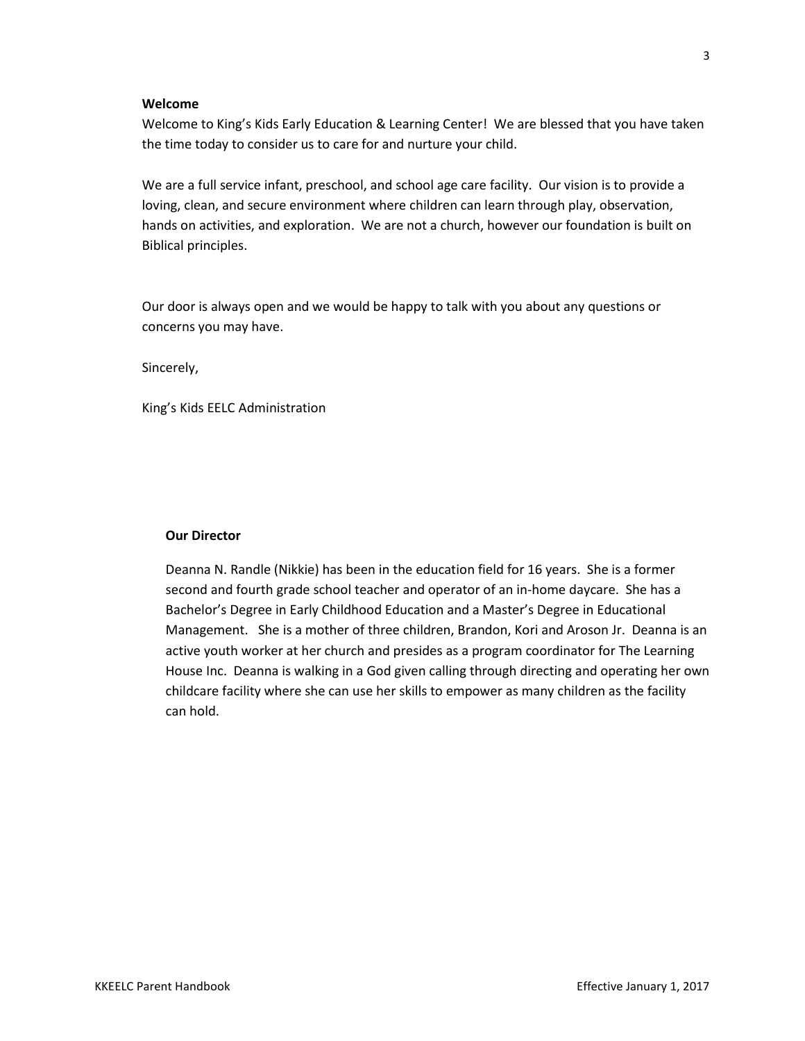**Welcome**

Welcome to King's Kids Early Education & Learning Center! We are blessed that you have taken the time today to consider us to care for and nurture your child.

We are a full service infant, preschool, and school age care facility. Our vision is to provide a loving, clean, and secure environment where children can learn through play, observation, hands on activities, and exploration. We are not a church, however our foundation is built on Biblical principles.

Our door is always open and we would be happy to talk with you about any questions or concerns you may have.

Sincerely,

King's Kids EELC Administration

**Our Director**

Deanna N. Randle (Nikkie) has been in the education field for 16 years. She is a former second and fourth grade school teacher and operator of an in-home daycare. She has a Bachelor's Degree in Early Childhood Education and a Master's Degree in Educational Management. She is a mother of three children, Brandon, Kori and Aroson Jr. Deanna is an active youth worker at her church and presides as a program coordinator for The Learning House Inc. Deanna is walking in a God given calling through directing and operating her own childcare facility where she can use her skills to empower as many children as the facility can hold.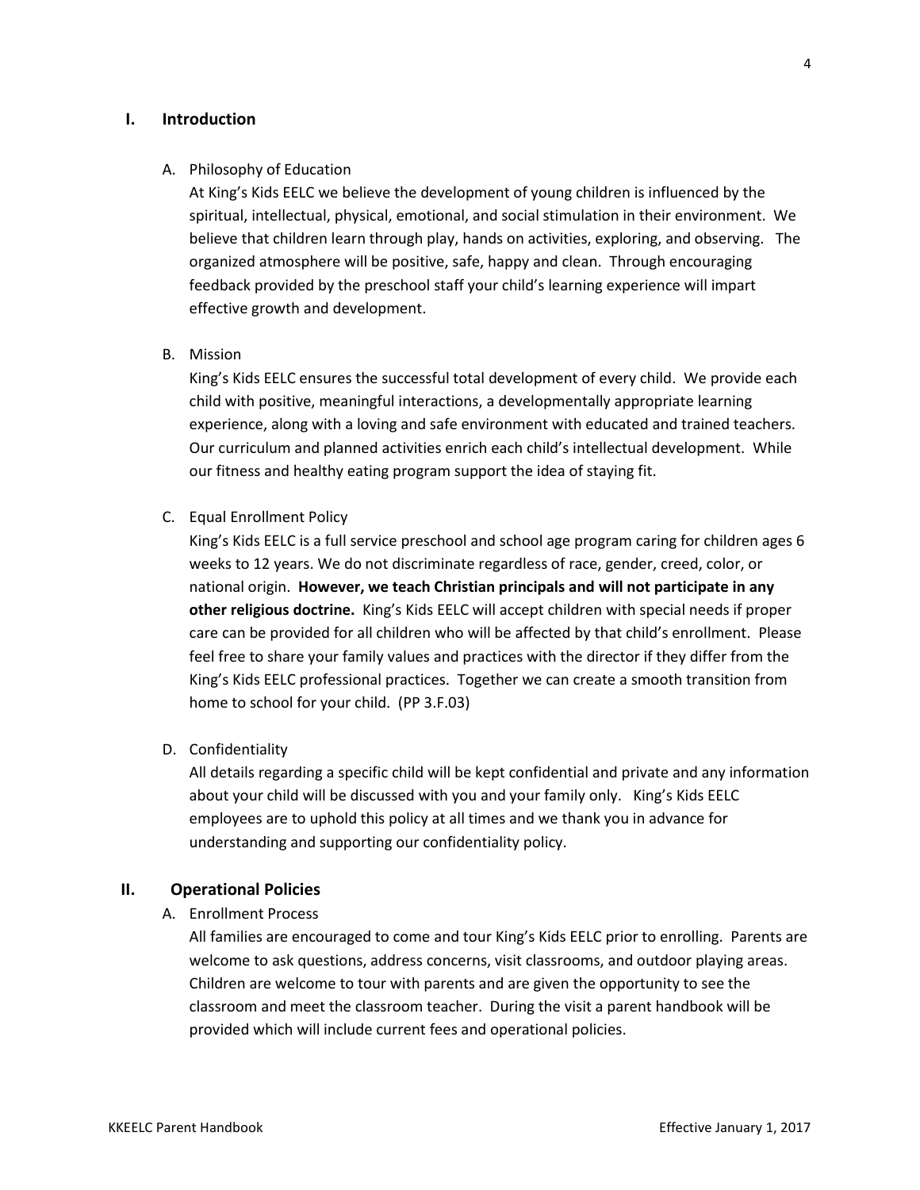## I. Introduction

A. Philosophy of Education

At King's Kids EELC we believe the development of young children is influenced by the spiritual, intellectual, physical, emotional, and social stimulation in their environment. We believe that children learn through play, hands on activities, exploring, and observing. The organized atmosphere will be positive, safe, happy and clean. Through encouraging feedback provided by the preschool staff your child's learning experience will impart effective growth and development.

B. Mission

King's Kids EELC ensures the successful total development of every child. We provide each child with positive, meaningful interactions, a developmentally appropriate learning experience, along with a loving and safe environment with educated and trained teachers. Our curriculum and planned activities enrich each child's intellectual development. While our fitness and healthy eating program support the idea of staying fit.

C. Equal Enrollment Policy

King's Kids EELC is a full service preschool and school age program caring for children ages 6 weeks to 12 years. We do not discriminate regardless of race, gender, creed, color, or national origin. **However, we teach Christian principals and will not participate in any other religious doctrine.** King's Kids EELC will accept children with special needs if proper care can be provided for all children who will be affected by that child's enrollment. Please feel free to share your family values and practices with the director if they differ from the King's Kids EELC professional practices. Together we can create a smooth transition from home to school for your child. (PP 3.F.03)

D. Confidentiality

All details regarding a specific child will be kept confidential and private and any information about your child will be discussed with you and your family only. King's Kids EELC employees are to uphold this policy at all times and we thank you in advance for understanding and supporting our confidentiality policy.

## II. Operational Policies

A. Enrollment Process

All families are encouraged to come and tour King's Kids EELC prior to enrolling. Parents are welcome to ask questions, address concerns, visit classrooms, and outdoor playing areas. Children are welcome to tour with parents and are given the opportunity to see the classroom and meet the classroom teacher. During the visit a parent handbook will be provided which will include current fees and operational policies.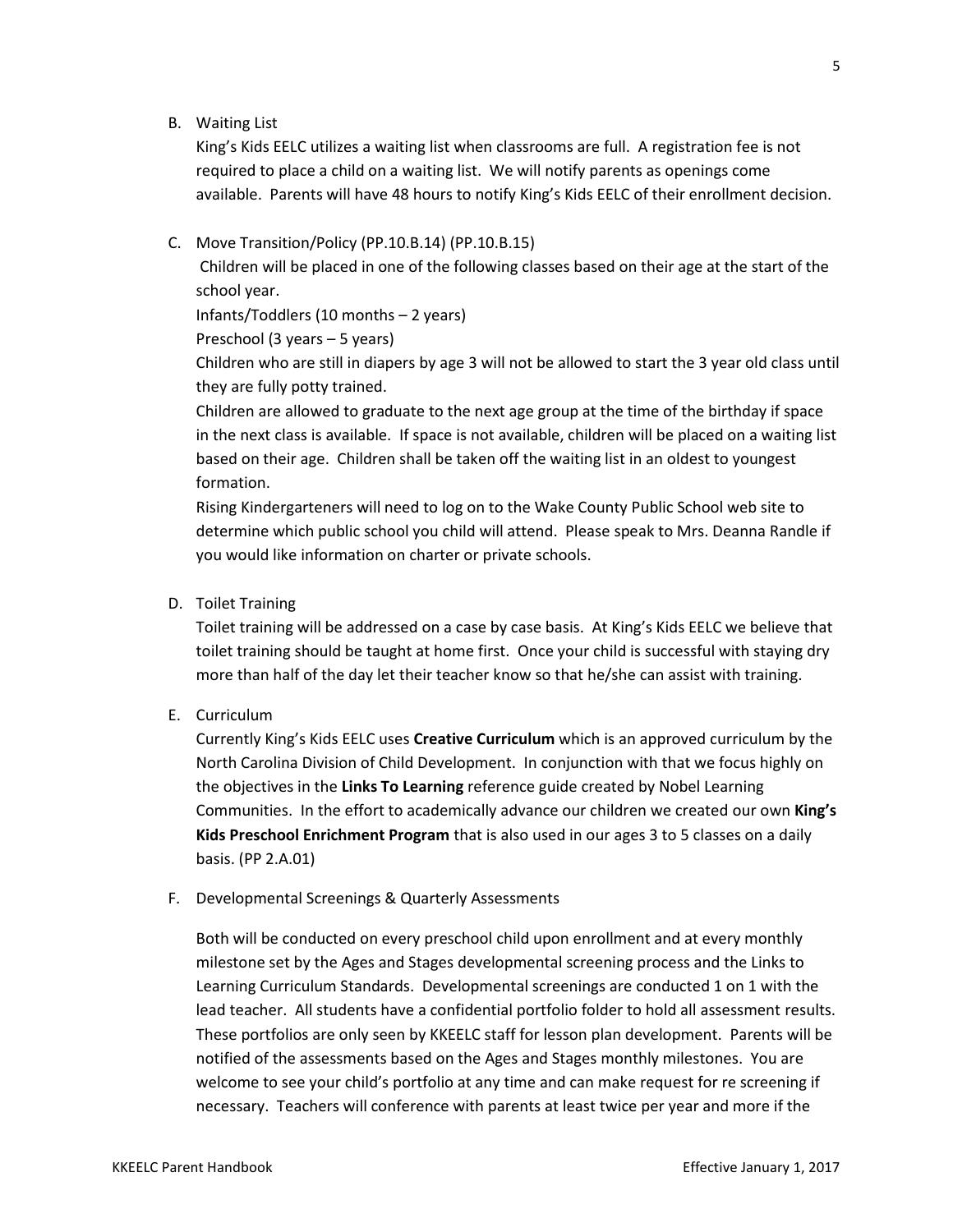B. Waiting List

King's Kids EELC utilizes a waiting list when classrooms are full. A registration fee is not required to place a child on a waiting list. We will notify parents as openings come available. Parents will have 48 hours to notify King's Kids EELC of their enrollment decision.

C. Move Transition/Policy (PP.10.B.14) (PP.10.B.15)

Children will be placed in one of the following classes based on their age at the start of the school year.

Infants/Toddlers (10 months – 2 years)

Preschool (3 years – 5 years)

Children who are still in diapers by age 3 will not be allowed to start the 3 year old class until they are fully potty trained.

Children are allowed to graduate to the next age group at the time of the birthday if space in the next class is available. If space is not available, children will be placed on a waiting list based on their age. Children shall be taken off the waiting list in an oldest to youngest formation.

Rising Kindergarteners will need to log on to the Wake County Public School web site to determine which public school you child will attend. Please speak to Mrs. Deanna Randle if you would like information on charter or private schools.

D. Toilet Training

Toilet training will be addressed on a case by case basis. At King's Kids EELC we believe that toilet training should be taught at home first. Once your child is successful with staying dry more than half of the day let their teacher know so that he/she can assist with training.

E. Curriculum

Currently King's Kids EELC uses **Creative Curriculum** which is an approved curriculum by the North Carolina Division of Child Development. In conjunction with that we focus highly on the objectives in the **Links To Learning** reference guide created by Nobel Learning Communities. In the effort to academically advance our children we created our own **King's Kids Preschool Enrichment Program** that is also used in our ages 3 to 5 classes on a daily basis. (PP 2.A.01)

F. Developmental Screenings & Quarterly Assessments

Both will be conducted on every preschool child upon enrollment and at every monthly milestone set by the Ages and Stages developmental screening process and the Links to Learning Curriculum Standards. Developmental screenings are conducted 1 on 1 with the lead teacher. All students have a confidential portfolio folder to hold all assessment results. These portfolios are only seen by KKEELC staff for lesson plan development. Parents will be notified of the assessments based on the Ages and Stages monthly milestones. You are welcome to see your child's portfolio at any time and can make request for re screening if necessary. Teachers will conference with parents at least twice per year and more if the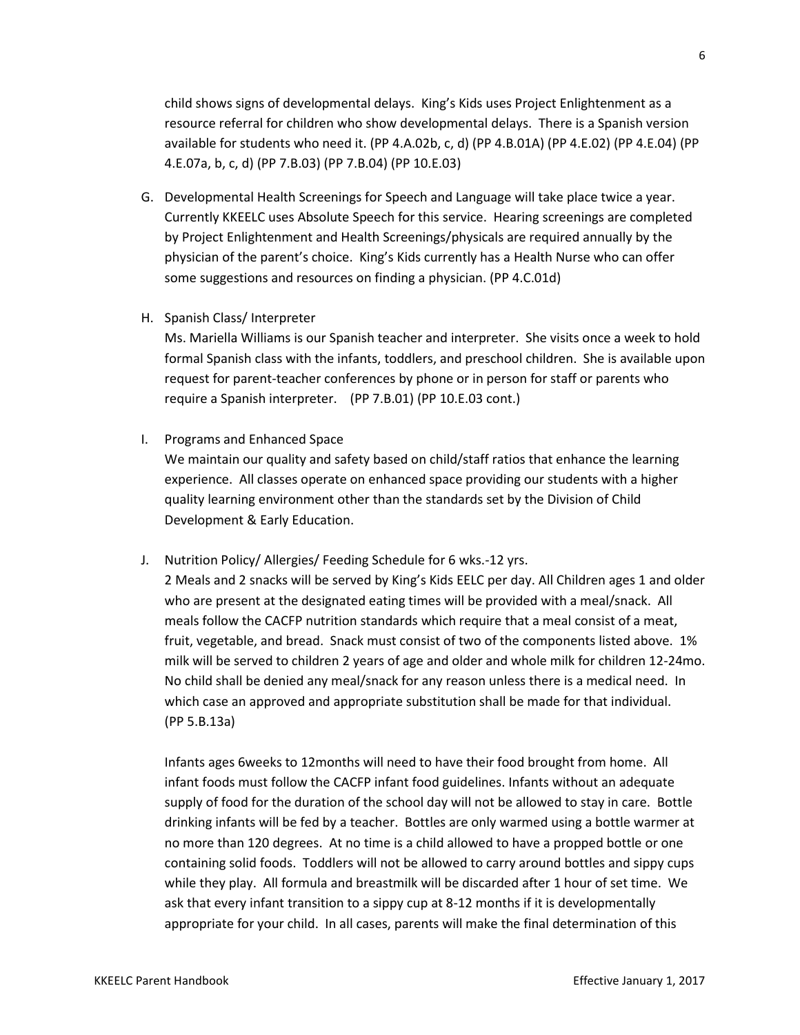child shows signs of developmental delays. King's Kids uses Project Enlightenment as a resource referral for children who show developmental delays. There is a Spanish version available for students who need it. (PP 4.A.02b, c, d) (PP 4.B.01A) (PP 4.E.02) (PP 4.E.04) (PP 4.E.07a, b, c, d) (PP 7.B.03) (PP 7.B.04) (PP 10.E.03)

G. Developmental Health Screenings for Speech and Language will take place twice a year. Currently KKEELC uses Absolute Speech for this service. Hearing screenings are completed by Project Enlightenment and Health Screenings/physicals are required annually by the physician of the parent's choice. King's Kids currently has a Health Nurse who can offer some suggestions and resources on finding a physician. (PP 4.C.01d)

H. Spanish Class/ Interpreter

   Ms. Mariella Williams is our Spanish teacher and interpreter. She visits once a week to hold formal Spanish class with the infants, toddlers, and preschool children. She is available upon request for parent-teacher conferences by phone or in person for staff or parents who require a Spanish interpreter. (PP 7.B.01) (PP 10.E.03 cont.)

I. Programs and Enhanced Space

   We maintain our quality and safety based on child/staff ratios that enhance the learning experience. All classes operate on enhanced space providing our students with a higher quality learning environment other than the standards set by the Division of Child Development & Early Education.

J. Nutrition Policy/ Allergies/ Feeding Schedule for 6 wks.-12 yrs.

   2 Meals and 2 snacks will be served by King's Kids EELC per day. All Children ages 1 and older who are present at the designated eating times will be provided with a meal/snack. All meals follow the CACFP nutrition standards which require that a meal consist of a meat, fruit, vegetable, and bread. Snack must consist of two of the components listed above. 1% milk will be served to children 2 years of age and older and whole milk for children 12-24mo. No child shall be denied any meal/snack for any reason unless there is a medical need. In which case an approved and appropriate substitution shall be made for that individual. (PP 5.B.13a)

   Infants ages 6weeks to 12months will need to have their food brought from home. All infant foods must follow the CACFP infant food guidelines. Infants without an adequate supply of food for the duration of the school day will not be allowed to stay in care. Bottle drinking infants will be fed by a teacher. Bottles are only warmed using a bottle warmer at no more than 120 degrees. At no time is a child allowed to have a propped bottle or one containing solid foods. Toddlers will not be allowed to carry around bottles and sippy cups while they play. All formula and breastmilk will be discarded after 1 hour of set time. We ask that every infant transition to a sippy cup at 8-12 months if it is developmentally appropriate for your child. In all cases, parents will make the final determination of this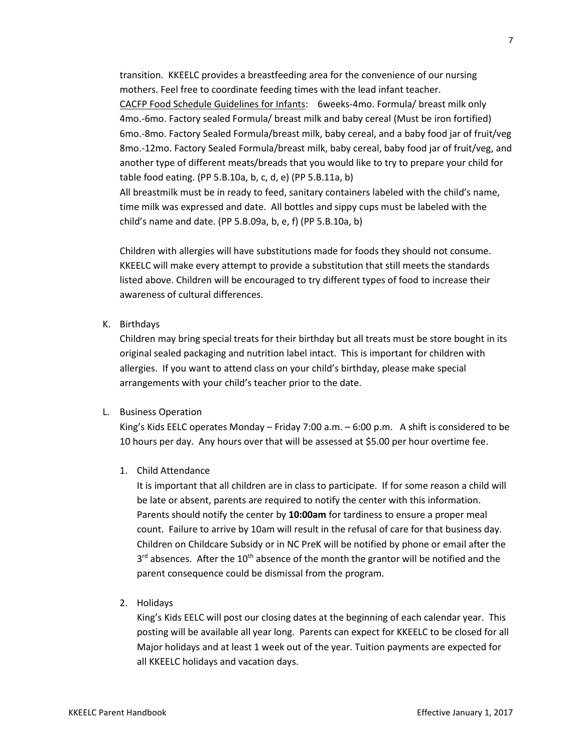transition. KKEELC provides a breastfeeding area for the convenience of our nursing mothers. Feel free to coordinate feeding times with the lead infant teacher.

<u>CACFP Food Schedule Guidelines for Infants</u>: 6weeks-4mo. Formula/ breast milk only
4mo.-6mo. Factory sealed Formula/ breast milk and baby cereal (Must be iron fortified)
6mo.-8mo. Factory Sealed Formula/breast milk, baby cereal, and a baby food jar of fruit/veg
8mo.-12mo. Factory Sealed Formula/breast milk, baby cereal, baby food jar of fruit/veg, and another type of different meats/breads that you would like to try to prepare your child for table food eating. (PP 5.B.10a, b, c, d, e) (PP 5.B.11a, b)

All breastmilk must be in ready to feed, sanitary containers labeled with the child's name, time milk was expressed and date. All bottles and sippy cups must be labeled with the child's name and date. (PP 5.B.09a, b, e, f) (PP 5.B.10a, b)

Children with allergies will have substitutions made for foods they should not consume. KKEELC will make every attempt to provide a substitution that still meets the standards listed above. Children will be encouraged to try different types of food to increase their awareness of cultural differences.

K. Birthdays

Children may bring special treats for their birthday but all treats must be store bought in its original sealed packaging and nutrition label intact. This is important for children with allergies. If you want to attend class on your child's birthday, please make special arrangements with your child's teacher prior to the date.

L. Business Operation

King's Kids EELC operates Monday – Friday 7:00 a.m. – 6:00 p.m. A shift is considered to be 10 hours per day. Any hours over that will be assessed at $5.00 per hour overtime fee.

1. Child Attendance

   It is important that all children are in class to participate. If for some reason a child will be late or absent, parents are required to notify the center with this information. Parents should notify the center by **10:00am** for tardiness to ensure a proper meal count. Failure to arrive by 10am will result in the refusal of care for that business day. Children on Childcare Subsidy or in NC PreK will be notified by phone or email after the 3rd absences. After the 10th absence of the month the grantor will be notified and the parent consequence could be dismissal from the program.

2. Holidays

   King's Kids EELC will post our closing dates at the beginning of each calendar year. This posting will be available all year long. Parents can expect for KKEELC to be closed for all Major holidays and at least 1 week out of the year. Tuition payments are expected for all KKEELC holidays and vacation days.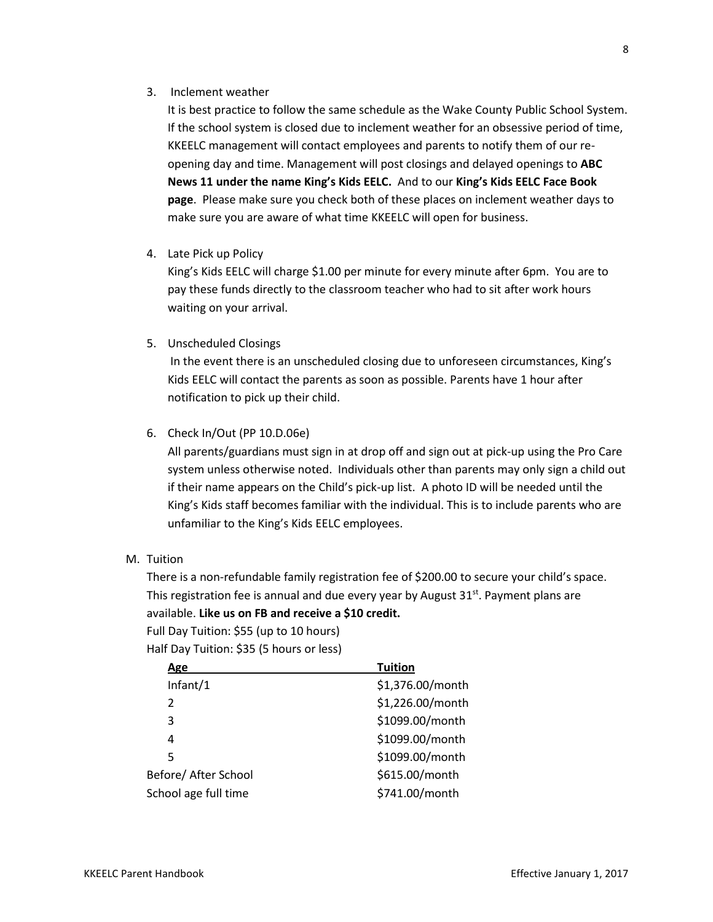3. Inclement weather

   It is best practice to follow the same schedule as the Wake County Public School System. If the school system is closed due to inclement weather for an obsessive period of time, KKEELC management will contact employees and parents to notify them of our re-opening day and time. Management will post closings and delayed openings to **ABC News 11 under the name King's Kids EELC.** And to our **King's Kids EELC Face Book page**. Please make sure you check both of these places on inclement weather days to make sure you are aware of what time KKEELC will open for business.

4. Late Pick up Policy

   King's Kids EELC will charge $1.00 per minute for every minute after 6pm. You are to pay these funds directly to the classroom teacher who had to sit after work hours waiting on your arrival.

5. Unscheduled Closings

   In the event there is an unscheduled closing due to unforeseen circumstances, King's Kids EELC will contact the parents as soon as possible. Parents have 1 hour after notification to pick up their child.

6. Check In/Out (PP 10.D.06e)

   All parents/guardians must sign in at drop off and sign out at pick-up using the Pro Care system unless otherwise noted. Individuals other than parents may only sign a child out if their name appears on the Child's pick-up list. A photo ID will be needed until the King's Kids staff becomes familiar with the individual. This is to include parents who are unfamiliar to the King's Kids EELC employees.

M. Tuition

   There is a non-refundable family registration fee of $200.00 to secure your child's space. This registration fee is annual and due every year by August 31st. Payment plans are available. **Like us on FB and receive a $10 credit.**

   Full Day Tuition: $55 (up to 10 hours)

   Half Day Tuition: $35 (5 hours or less)

| Age | Tuition |
| --- | --- |
| Infant/1 | $1,376.00/month |
| 2 | $1,226.00/month |
| 3 | $1099.00/month |
| 4 | $1099.00/month |
| 5 | $1099.00/month |
| Before/ After School | $615.00/month |
| School age full time | $741.00/month |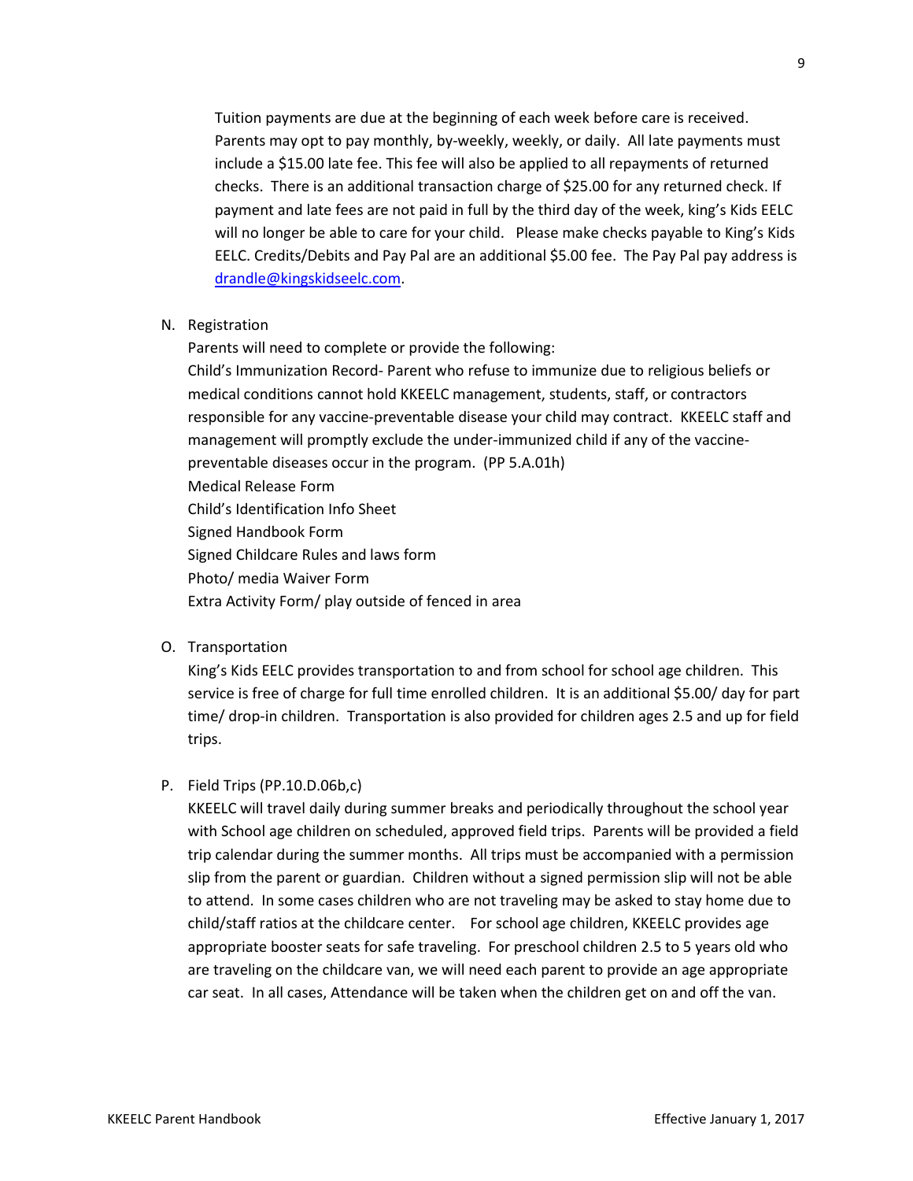Tuition payments are due at the beginning of each week before care is received. Parents may opt to pay monthly, by-weekly, weekly, or daily. All late payments must include a $15.00 late fee. This fee will also be applied to all repayments of returned checks. There is an additional transaction charge of $25.00 for any returned check. If payment and late fees are not paid in full by the third day of the week, king's Kids EELC will no longer be able to care for your child. Please make checks payable to King's Kids EELC. Credits/Debits and Pay Pal are an additional $5.00 fee. The Pay Pal pay address is drandle@kingskidseelc.com.

N. Registration

Parents will need to complete or provide the following:

Child's Immunization Record- Parent who refuse to immunize due to religious beliefs or medical conditions cannot hold KKEELC management, students, staff, or contractors responsible for any vaccine-preventable disease your child may contract. KKEELC staff and management will promptly exclude the under-immunized child if any of the vaccine-preventable diseases occur in the program. (PP 5.A.01h)

Medical Release Form

Child's Identification Info Sheet

Signed Handbook Form

Signed Childcare Rules and laws form

Photo/ media Waiver Form

Extra Activity Form/ play outside of fenced in area

O. Transportation

King's Kids EELC provides transportation to and from school for school age children. This service is free of charge for full time enrolled children. It is an additional $5.00/ day for part time/ drop-in children. Transportation is also provided for children ages 2.5 and up for field trips.

P. Field Trips (PP.10.D.06b,c)

KKEELC will travel daily during summer breaks and periodically throughout the school year with School age children on scheduled, approved field trips. Parents will be provided a field trip calendar during the summer months. All trips must be accompanied with a permission slip from the parent or guardian. Children without a signed permission slip will not be able to attend. In some cases children who are not traveling may be asked to stay home due to child/staff ratios at the childcare center. For school age children, KKEELC provides age appropriate booster seats for safe traveling. For preschool children 2.5 to 5 years old who are traveling on the childcare van, we will need each parent to provide an age appropriate car seat. In all cases, Attendance will be taken when the children get on and off the van.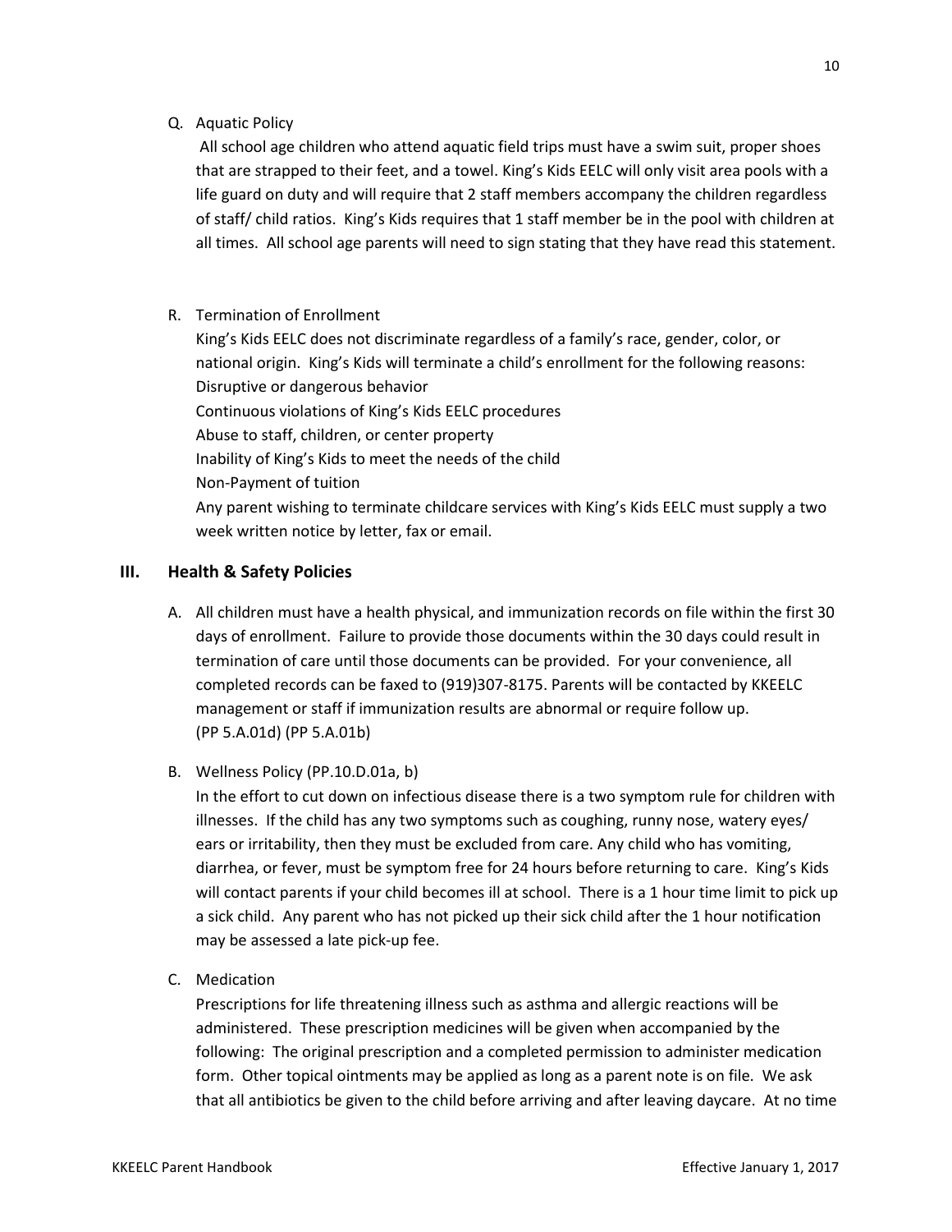Q. Aquatic Policy

All school age children who attend aquatic field trips must have a swim suit, proper shoes that are strapped to their feet, and a towel. King's Kids EELC will only visit area pools with a life guard on duty and will require that 2 staff members accompany the children regardless of staff/ child ratios. King's Kids requires that 1 staff member be in the pool with children at all times. All school age parents will need to sign stating that they have read this statement.

R. Termination of Enrollment

King's Kids EELC does not discriminate regardless of a family's race, gender, color, or national origin. King's Kids will terminate a child's enrollment for the following reasons:
Disruptive or dangerous behavior
Continuous violations of King's Kids EELC procedures
Abuse to staff, children, or center property
Inability of King's Kids to meet the needs of the child
Non-Payment of tuition
Any parent wishing to terminate childcare services with King's Kids EELC must supply a two week written notice by letter, fax or email.

## III. Health & Safety Policies

A. All children must have a health physical, and immunization records on file within the first 30 days of enrollment. Failure to provide those documents within the 30 days could result in termination of care until those documents can be provided. For your convenience, all completed records can be faxed to (919)307-8175. Parents will be contacted by KKEELC management or staff if immunization results are abnormal or require follow up. (PP 5.A.01d) (PP 5.A.01b)

B. Wellness Policy (PP.10.D.01a, b)

In the effort to cut down on infectious disease there is a two symptom rule for children with illnesses. If the child has any two symptoms such as coughing, runny nose, watery eyes/ ears or irritability, then they must be excluded from care. Any child who has vomiting, diarrhea, or fever, must be symptom free for 24 hours before returning to care. King's Kids will contact parents if your child becomes ill at school. There is a 1 hour time limit to pick up a sick child. Any parent who has not picked up their sick child after the 1 hour notification may be assessed a late pick-up fee.

C. Medication

Prescriptions for life threatening illness such as asthma and allergic reactions will be administered. These prescription medicines will be given when accompanied by the following: The original prescription and a completed permission to administer medication form. Other topical ointments may be applied as long as a parent note is on file. We ask that all antibiotics be given to the child before arriving and after leaving daycare. At no time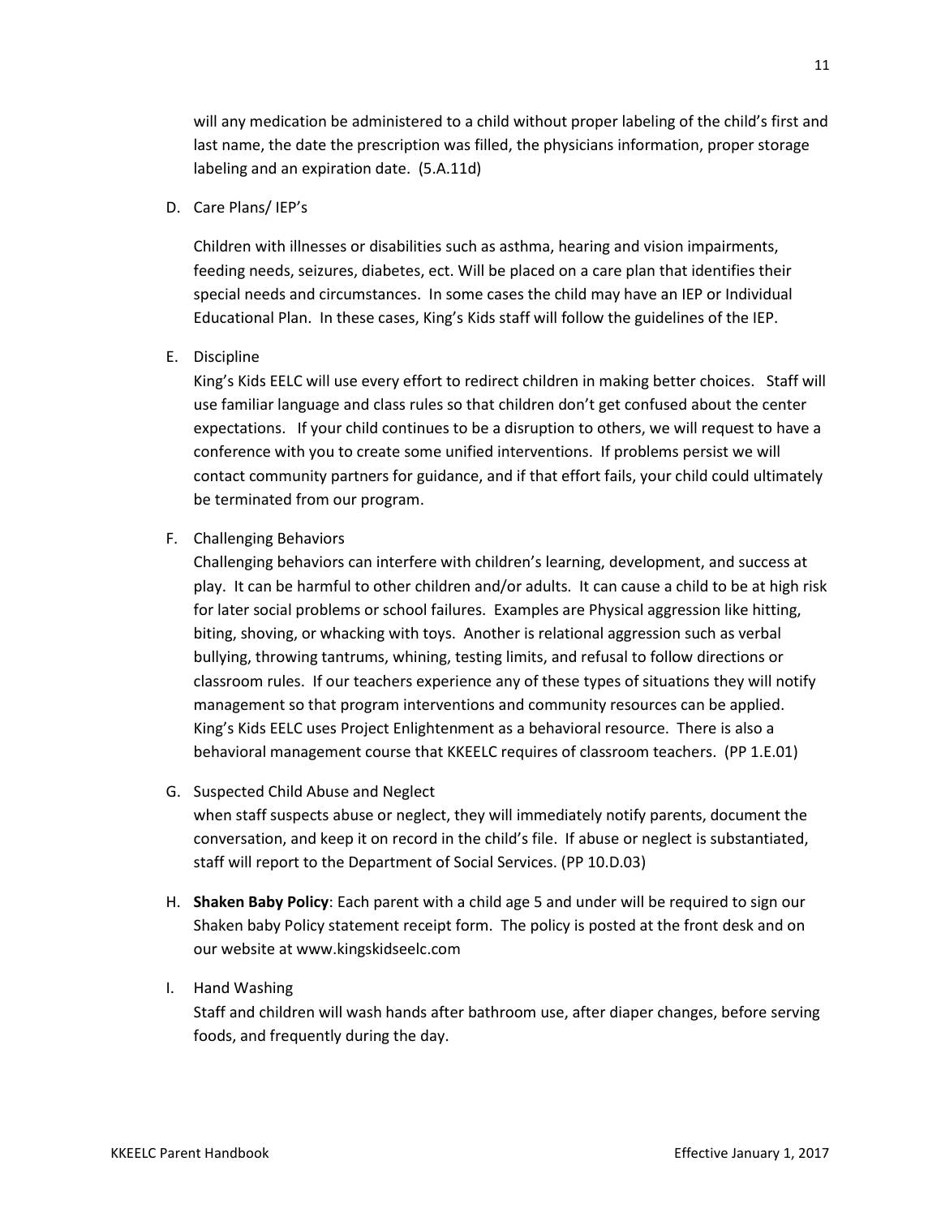will any medication be administered to a child without proper labeling of the child's first and last name, the date the prescription was filled, the physicians information, proper storage labeling and an expiration date. (5.A.11d)

D. Care Plans/ IEP's

Children with illnesses or disabilities such as asthma, hearing and vision impairments, feeding needs, seizures, diabetes, ect. Will be placed on a care plan that identifies their special needs and circumstances. In some cases the child may have an IEP or Individual Educational Plan. In these cases, King's Kids staff will follow the guidelines of the IEP.

E. Discipline

King's Kids EELC will use every effort to redirect children in making better choices. Staff will use familiar language and class rules so that children don't get confused about the center expectations. If your child continues to be a disruption to others, we will request to have a conference with you to create some unified interventions. If problems persist we will contact community partners for guidance, and if that effort fails, your child could ultimately be terminated from our program.

F. Challenging Behaviors

Challenging behaviors can interfere with children's learning, development, and success at play. It can be harmful to other children and/or adults. It can cause a child to be at high risk for later social problems or school failures. Examples are Physical aggression like hitting, biting, shoving, or whacking with toys. Another is relational aggression such as verbal bullying, throwing tantrums, whining, testing limits, and refusal to follow directions or classroom rules. If our teachers experience any of these types of situations they will notify management so that program interventions and community resources can be applied. King's Kids EELC uses Project Enlightenment as a behavioral resource. There is also a behavioral management course that KKEELC requires of classroom teachers. (PP 1.E.01)

G. Suspected Child Abuse and Neglect

when staff suspects abuse or neglect, they will immediately notify parents, document the conversation, and keep it on record in the child's file. If abuse or neglect is substantiated, staff will report to the Department of Social Services. (PP 10.D.03)

H. **Shaken Baby Policy**: Each parent with a child age 5 and under will be required to sign our Shaken baby Policy statement receipt form. The policy is posted at the front desk and on our website at www.kingskidseelc.com

I. Hand Washing

Staff and children will wash hands after bathroom use, after diaper changes, before serving foods, and frequently during the day.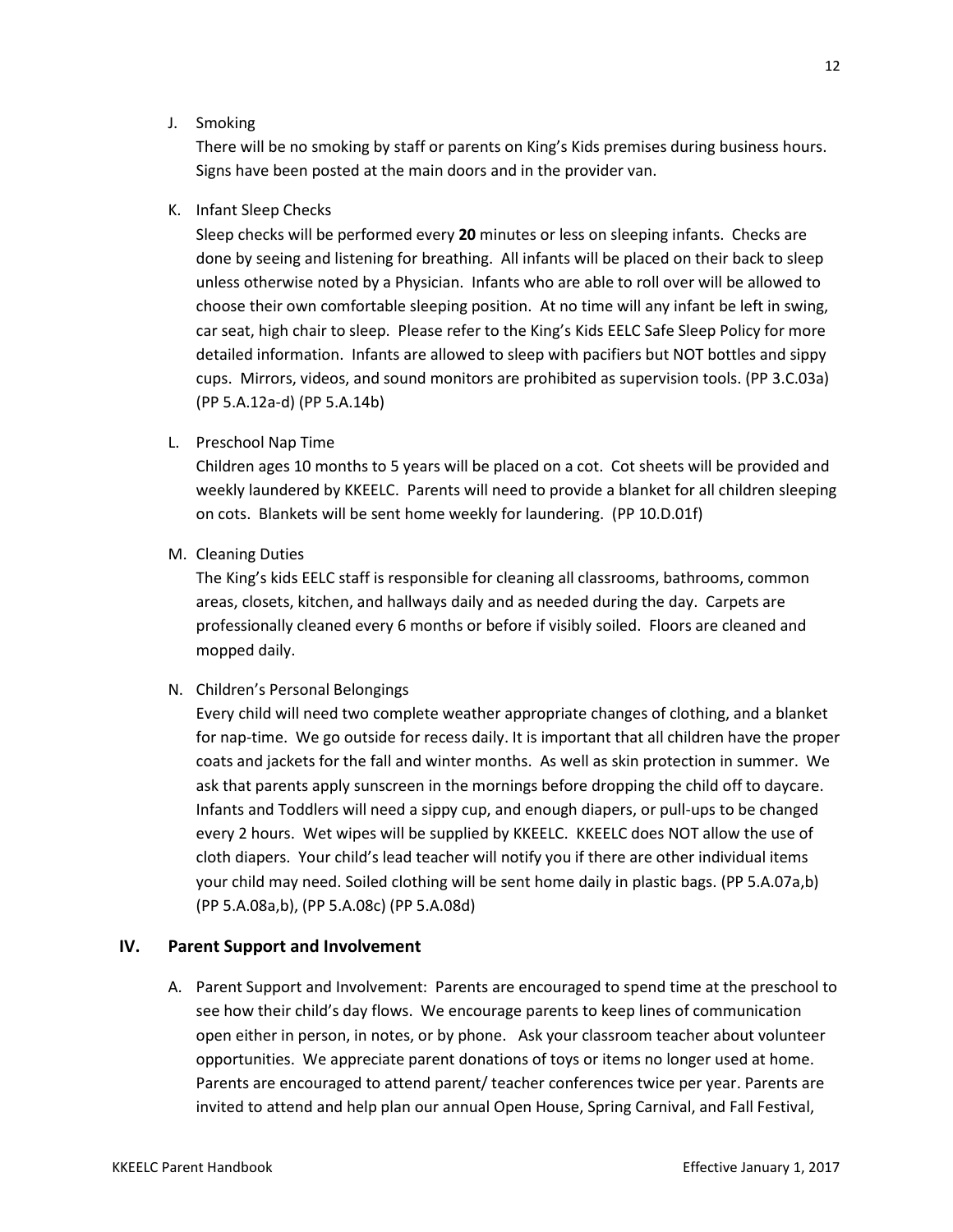J. Smoking

There will be no smoking by staff or parents on King's Kids premises during business hours. Signs have been posted at the main doors and in the provider van.

K. Infant Sleep Checks

Sleep checks will be performed every **20** minutes or less on sleeping infants. Checks are done by seeing and listening for breathing. All infants will be placed on their back to sleep unless otherwise noted by a Physician. Infants who are able to roll over will be allowed to choose their own comfortable sleeping position. At no time will any infant be left in swing, car seat, high chair to sleep. Please refer to the King's Kids EELC Safe Sleep Policy for more detailed information. Infants are allowed to sleep with pacifiers but NOT bottles and sippy cups. Mirrors, videos, and sound monitors are prohibited as supervision tools. (PP 3.C.03a) (PP 5.A.12a-d) (PP 5.A.14b)

L. Preschool Nap Time

Children ages 10 months to 5 years will be placed on a cot. Cot sheets will be provided and weekly laundered by KKEELC. Parents will need to provide a blanket for all children sleeping on cots. Blankets will be sent home weekly for laundering. (PP 10.D.01f)

M. Cleaning Duties

The King's kids EELC staff is responsible for cleaning all classrooms, bathrooms, common areas, closets, kitchen, and hallways daily and as needed during the day. Carpets are professionally cleaned every 6 months or before if visibly soiled. Floors are cleaned and mopped daily.

N. Children's Personal Belongings

Every child will need two complete weather appropriate changes of clothing, and a blanket for nap-time. We go outside for recess daily. It is important that all children have the proper coats and jackets for the fall and winter months. As well as skin protection in summer. We ask that parents apply sunscreen in the mornings before dropping the child off to daycare. Infants and Toddlers will need a sippy cup, and enough diapers, or pull-ups to be changed every 2 hours. Wet wipes will be supplied by KKEELC. KKEELC does NOT allow the use of cloth diapers. Your child's lead teacher will notify you if there are other individual items your child may need. Soiled clothing will be sent home daily in plastic bags. (PP 5.A.07a,b) (PP 5.A.08a,b), (PP 5.A.08c) (PP 5.A.08d)

## IV. Parent Support and Involvement

A. Parent Support and Involvement: Parents are encouraged to spend time at the preschool to see how their child's day flows. We encourage parents to keep lines of communication open either in person, in notes, or by phone. Ask your classroom teacher about volunteer opportunities. We appreciate parent donations of toys or items no longer used at home. Parents are encouraged to attend parent/ teacher conferences twice per year. Parents are invited to attend and help plan our annual Open House, Spring Carnival, and Fall Festival,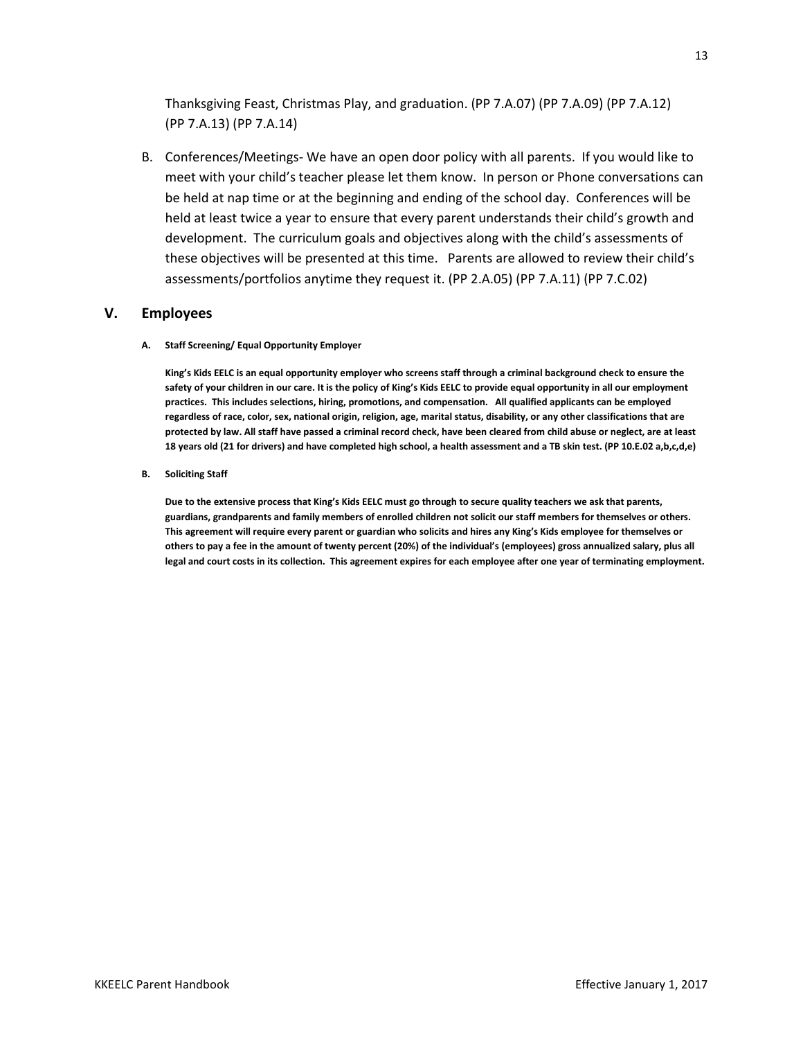Thanksgiving Feast, Christmas Play, and graduation. (PP 7.A.07) (PP 7.A.09) (PP 7.A.12) (PP 7.A.13) (PP 7.A.14)

B. Conferences/Meetings- We have an open door policy with all parents. If you would like to meet with your child's teacher please let them know. In person or Phone conversations can be held at nap time or at the beginning and ending of the school day. Conferences will be held at least twice a year to ensure that every parent understands their child's growth and development. The curriculum goals and objectives along with the child's assessments of these objectives will be presented at this time. Parents are allowed to review their child's assessments/portfolios anytime they request it. (PP 2.A.05) (PP 7.A.11) (PP 7.C.02)

## V. Employees

### A. Staff Screening/ Equal Opportunity Employer

**King's Kids EELC is an equal opportunity employer who screens staff through a criminal background check to ensure the safety of your children in our care. It is the policy of King's Kids EELC to provide equal opportunity in all our employment practices. This includes selections, hiring, promotions, and compensation. All qualified applicants can be employed regardless of race, color, sex, national origin, religion, age, marital status, disability, or any other classifications that are protected by law. All staff have passed a criminal record check, have been cleared from child abuse or neglect, are at least 18 years old (21 for drivers) and have completed high school, a health assessment and a TB skin test. (PP 10.E.02 a,b,c,d,e)**

### B. Soliciting Staff

**Due to the extensive process that King's Kids EELC must go through to secure quality teachers we ask that parents, guardians, grandparents and family members of enrolled children not solicit our staff members for themselves or others. This agreement will require every parent or guardian who solicits and hires any King's Kids employee for themselves or others to pay a fee in the amount of twenty percent (20%) of the individual's (employees) gross annualized salary, plus all legal and court costs in its collection. This agreement expires for each employee after one year of terminating employment.**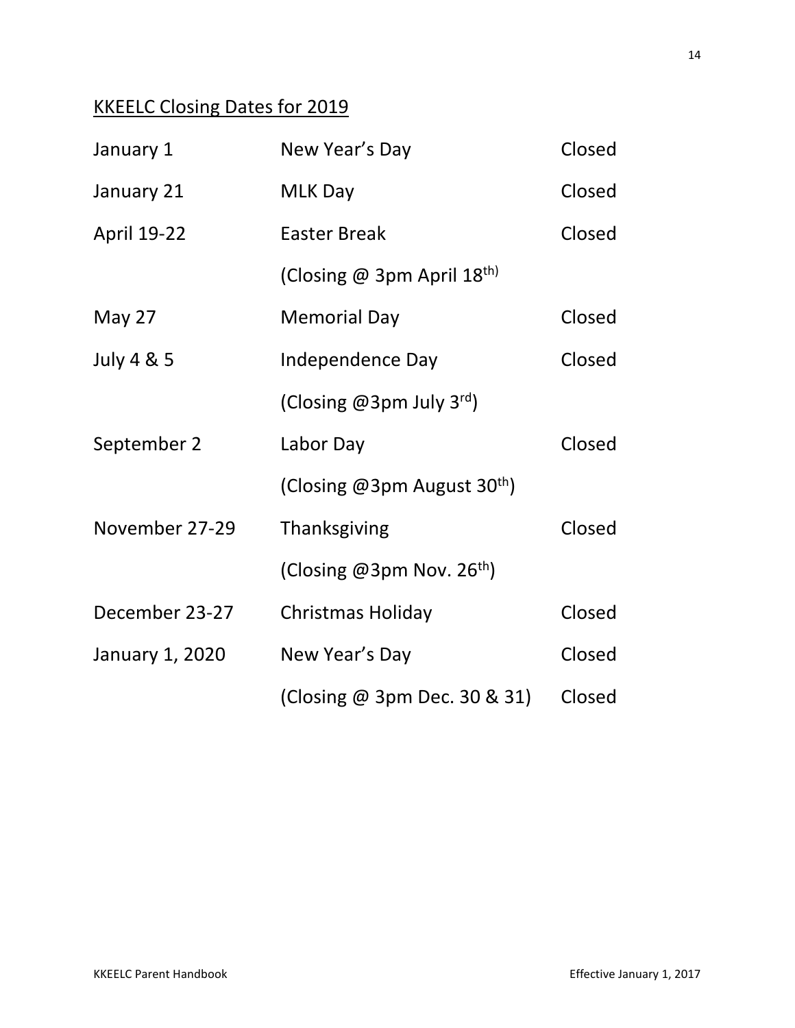KKEELC Closing Dates for 2019

| | | |
|---|---|---|
| January 1 | New Year's Day | Closed |
| January 21 | MLK Day | Closed |
| April 19-22 | Easter Break | Closed |
| | (Closing @ 3pm April 18th) | |
| May 27 | Memorial Day | Closed |
| July 4 & 5 | Independence Day | Closed |
| | (Closing @3pm July 3rd) | |
| September 2 | Labor Day | Closed |
| | (Closing @3pm August 30th) | |
| November 27-29 | Thanksgiving | Closed |
| | (Closing @3pm Nov. 26th) | |
| December 23-27 | Christmas Holiday | Closed |
| January 1, 2020 | New Year's Day | Closed |
| | (Closing @ 3pm Dec. 30 & 31) | Closed |